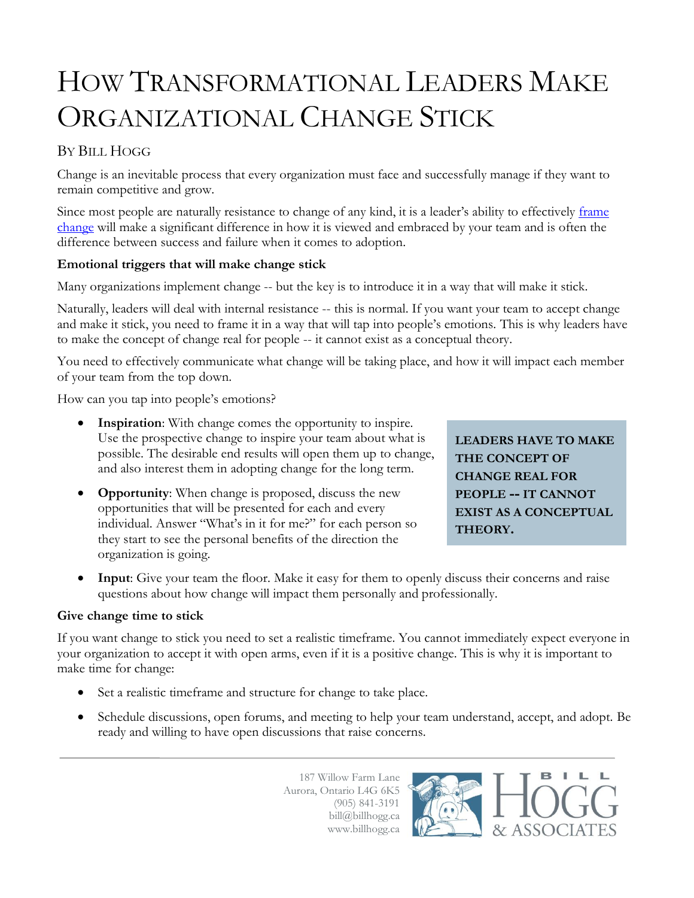# How Transformational Leaders Make Organizational Change Stick

By Bill Hogg

Change is an inevitable process that every organization must face and successfully manage if they want to remain competitive and grow.

Since most people are naturally resistance to change of any kind, it is a leader's ability to effectively [frame change](#) will make a significant difference in how it is viewed and embraced by your team and is often the difference between success and failure when it comes to adoption.

**Emotional triggers that will make change stick**

Many organizations implement change -- but the key is to introduce it in a way that will make it stick.

Naturally, leaders will deal with internal resistance -- this is normal. If you want your team to accept change and make it stick, you need to frame it in a way that will tap into people's emotions. This is why leaders have to make the concept of change real for people -- it cannot exist as a conceptual theory.

You need to effectively communicate what change will be taking place, and how it will impact each member of your team from the top down.

How can you tap into people's emotions?

- **Inspiration**: With change comes the opportunity to inspire. Use the prospective change to inspire your team about what is possible. The desirable end results will open them up to change, and also interest them in adopting change for the long term.
- **Opportunity**: When change is proposed, discuss the new opportunities that will be presented for each and every individual. Answer "What's in it for me?" for each person so they start to see the personal benefits of the direction the organization is going.
- **Input**: Give your team the floor. Make it easy for them to openly discuss their concerns and raise questions about how change will impact them personally and professionally.

**LEADERS HAVE TO MAKE THE CONCEPT OF CHANGE REAL FOR PEOPLE -- IT CANNOT EXIST AS A CONCEPTUAL THEORY.**

**Give change time to stick**

If you want change to stick you need to set a realistic timeframe. You cannot immediately expect everyone in your organization to accept it with open arms, even if it is a positive change. This is why it is important to make time for change:

- Set a realistic timeframe and structure for change to take place.
- Schedule discussions, open forums, and meeting to help your team understand, accept, and adopt. Be ready and willing to have open discussions that raise concerns.

187 Willow Farm Lane
Aurora, Ontario L4G 6K5
(905) 841-3191
bill@billhogg.ca
www.billhogg.ca

BILL HOGG & ASSOCIATES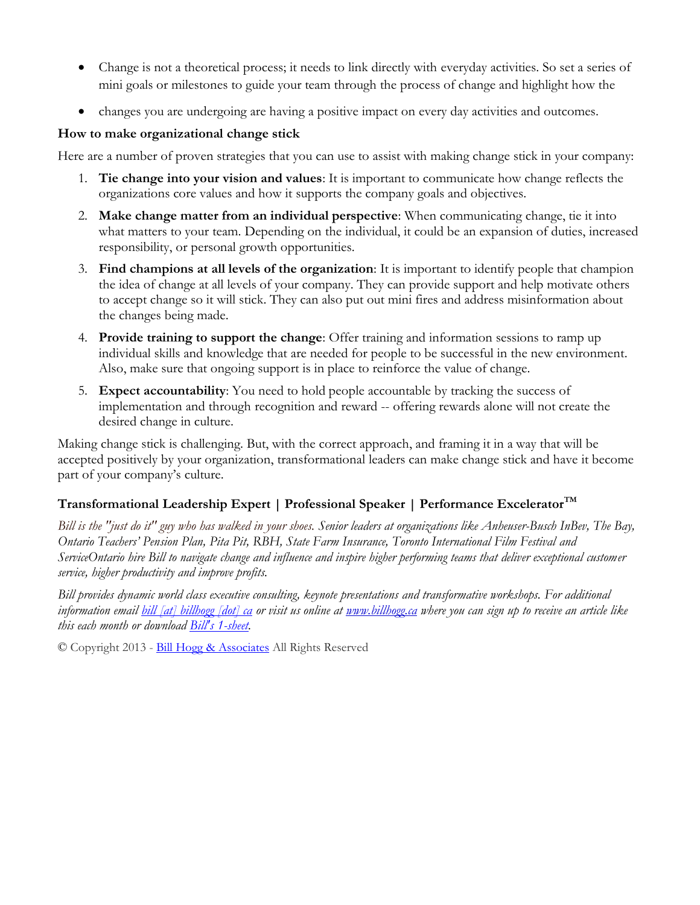- Change is not a theoretical process; it needs to link directly with everyday activities. So set a series of mini goals or milestones to guide your team through the process of change and highlight how the
- changes you are undergoing are having a positive impact on every day activities and outcomes.

**How to make organizational change stick**

Here are a number of proven strategies that you can use to assist with making change stick in your company:

1. **Tie change into your vision and values**: It is important to communicate how change reflects the organizations core values and how it supports the company goals and objectives.
2. **Make change matter from an individual perspective**: When communicating change, tie it into what matters to your team. Depending on the individual, it could be an expansion of duties, increased responsibility, or personal growth opportunities.
3. **Find champions at all levels of the organization**: It is important to identify people that champion the idea of change at all levels of your company. They can provide support and help motivate others to accept change so it will stick. They can also put out mini fires and address misinformation about the changes being made.
4. **Provide training to support the change**: Offer training and information sessions to ramp up individual skills and knowledge that are needed for people to be successful in the new environment. Also, make sure that ongoing support is in place to reinforce the value of change.
5. **Expect accountability**: You need to hold people accountable by tracking the success of implementation and through recognition and reward -- offering rewards alone will not create the desired change in culture.

Making change stick is challenging. But, with the correct approach, and framing it in a way that will be accepted positively by your organization, transformational leaders can make change stick and have it become part of your company's culture.

**Transformational Leadership Expert | Professional Speaker | Performance Excelerator™**

*Bill is the "just do it" guy who has walked in your shoes. Senior leaders at organizations like Anheuser-Busch InBev, The Bay, Ontario Teachers' Pension Plan, Pita Pit, RBH, State Farm Insurance, Toronto International Film Festival and ServiceOntario hire Bill to navigate change and influence and inspire higher performing teams that deliver exceptional customer service, higher productivity and improve profits.*

*Bill provides dynamic world class executive consulting, keynote presentations and transformative workshops. For additional information email bill [at] billhogg [dot] ca or visit us online at www.billhogg.ca where you can sign up to receive an article like this each month or download Bill's 1-sheet.*

© Copyright 2013 - Bill Hogg & Associates All Rights Reserved